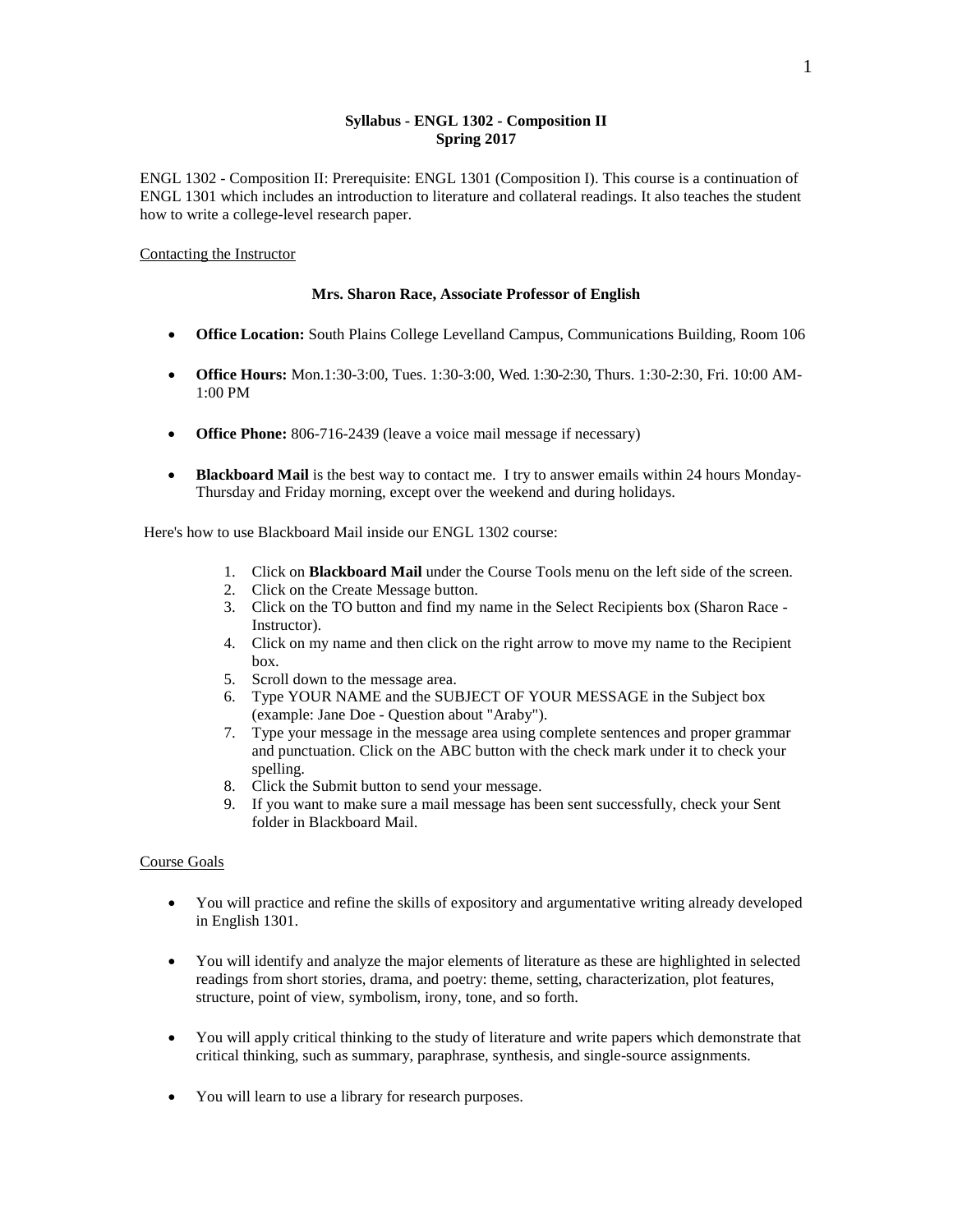**Syllabus - ENGL 1302 - Composition II**
**Spring 2017**

ENGL 1302 - Composition II: Prerequisite: ENGL 1301 (Composition I). This course is a continuation of ENGL 1301 which includes an introduction to literature and collateral readings. It also teaches the student how to write a college-level research paper.

Contacting the Instructor

**Mrs. Sharon Race, Associate Professor of English**

- **Office Location:** South Plains College Levelland Campus, Communications Building, Room 106
- **Office Hours:** Mon.1:30-3:00, Tues. 1:30-3:00, Wed. 1:30-2:30, Thurs. 1:30-2:30, Fri. 10:00 AM-1:00 PM
- **Office Phone:** 806-716-2439 (leave a voice mail message if necessary)
- **Blackboard Mail** is the best way to contact me. I try to answer emails within 24 hours Monday-Thursday and Friday morning, except over the weekend and during holidays.

Here's how to use Blackboard Mail inside our ENGL 1302 course:

1. Click on **Blackboard Mail** under the Course Tools menu on the left side of the screen.
2. Click on the Create Message button.
3. Click on the TO button and find my name in the Select Recipients box (Sharon Race - Instructor).
4. Click on my name and then click on the right arrow to move my name to the Recipient box.
5. Scroll down to the message area.
6. Type YOUR NAME and the SUBJECT OF YOUR MESSAGE in the Subject box (example: Jane Doe - Question about "Araby").
7. Type your message in the message area using complete sentences and proper grammar and punctuation. Click on the ABC button with the check mark under it to check your spelling.
8. Click the Submit button to send your message.
9. If you want to make sure a mail message has been sent successfully, check your Sent folder in Blackboard Mail.

Course Goals

- You will practice and refine the skills of expository and argumentative writing already developed in English 1301.
- You will identify and analyze the major elements of literature as these are highlighted in selected readings from short stories, drama, and poetry: theme, setting, characterization, plot features, structure, point of view, symbolism, irony, tone, and so forth.
- You will apply critical thinking to the study of literature and write papers which demonstrate that critical thinking, such as summary, paraphrase, synthesis, and single-source assignments.
- You will learn to use a library for research purposes.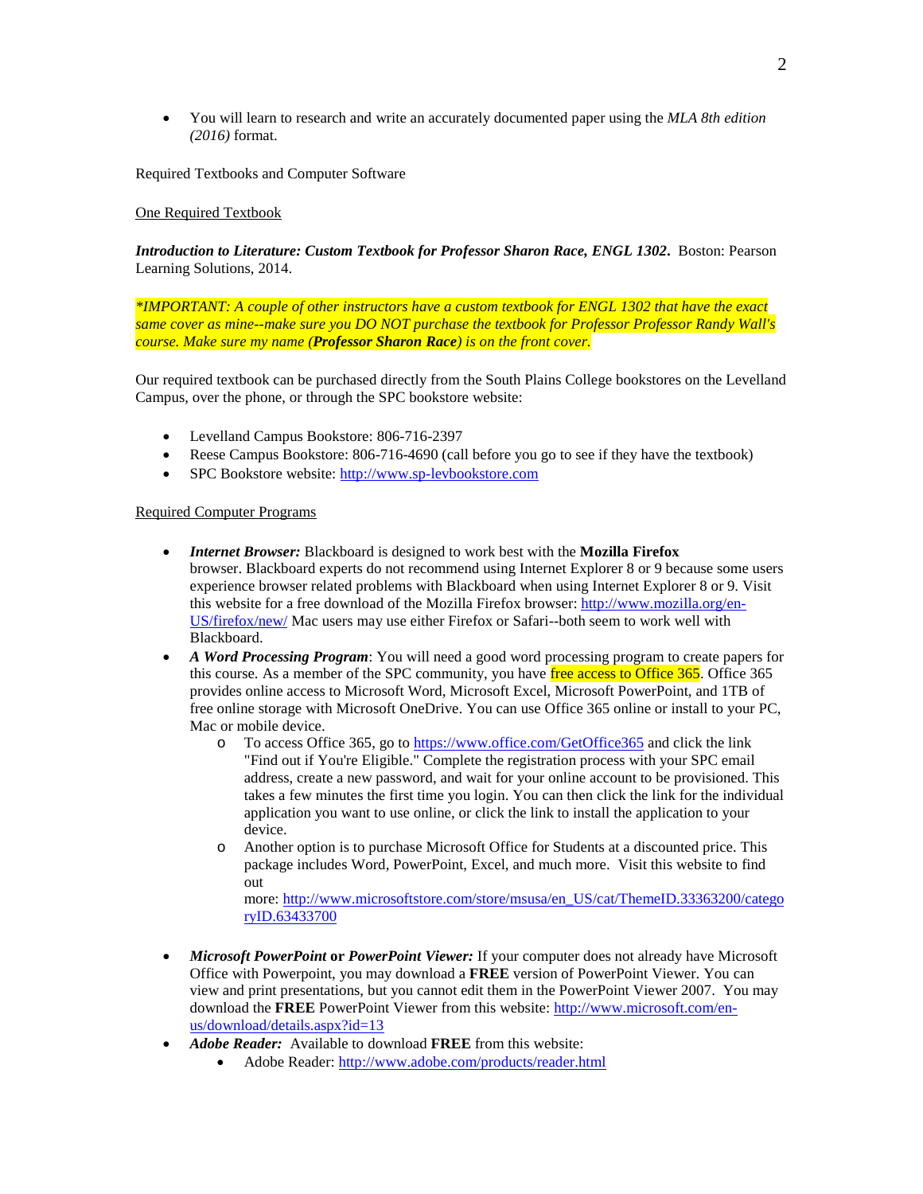- You will learn to research and write an accurately documented paper using the *MLA 8th edition (2016)* format.

Required Textbooks and Computer Software

<u>One Required Textbook</u>

***Introduction to Literature: Custom Textbook for Professor Sharon Race, ENGL 1302*****.** Boston: Pearson Learning Solutions, 2014.

**IMPORTANT: A couple of other instructors have a custom textbook for ENGL 1302 that have the exact same cover as mine--make sure you DO NOT purchase the textbook for Professor Professor Randy Wall's course. Make sure my name (**Professor Sharon Race**) is on the front cover.*

Our required textbook can be purchased directly from the South Plains College bookstores on the Levelland Campus, over the phone, or through the SPC bookstore website:

- Levelland Campus Bookstore: 806-716-2397
- Reese Campus Bookstore: 806-716-4690 (call before you go to see if they have the textbook)
- SPC Bookstore website: http://www.sp-levbookstore.com

<u>Required Computer Programs</u>

- ***Internet Browser:*** Blackboard is designed to work best with the **Mozilla Firefox** browser. Blackboard experts do not recommend using Internet Explorer 8 or 9 because some users experience browser related problems with Blackboard when using Internet Explorer 8 or 9. Visit this website for a free download of the Mozilla Firefox browser: http://www.mozilla.org/en-US/firefox/new/ Mac users may use either Firefox or Safari--both seem to work well with Blackboard.
- ***A Word Processing Program***: You will need a good word processing program to create papers for this course. As a member of the SPC community, you have free access to Office 365. Office 365 provides online access to Microsoft Word, Microsoft Excel, Microsoft PowerPoint, and 1TB of free online storage with Microsoft OneDrive. You can use Office 365 online or install to your PC, Mac or mobile device.
    - To access Office 365, go to https://www.office.com/GetOffice365 and click the link "Find out if You're Eligible." Complete the registration process with your SPC email address, create a new password, and wait for your online account to be provisioned. This takes a few minutes the first time you login. You can then click the link for the individual application you want to use online, or click the link to install the application to your device.
    - Another option is to purchase Microsoft Office for Students at a discounted price. This package includes Word, PowerPoint, Excel, and much more. Visit this website to find out more: http://www.microsoftstore.com/store/msusa/en_US/cat/ThemeID.33363200/categoryID.63433700
- ***Microsoft PowerPoint* or *PowerPoint Viewer:*** If your computer does not already have Microsoft Office with Powerpoint, you may download a **FREE** version of PowerPoint Viewer. You can view and print presentations, but you cannot edit them in the PowerPoint Viewer 2007. You may download the **FREE** PowerPoint Viewer from this website: http://www.microsoft.com/en-us/download/details.aspx?id=13
- ***Adobe Reader:*** Available to download **FREE** from this website:
    - Adobe Reader: http://www.adobe.com/products/reader.html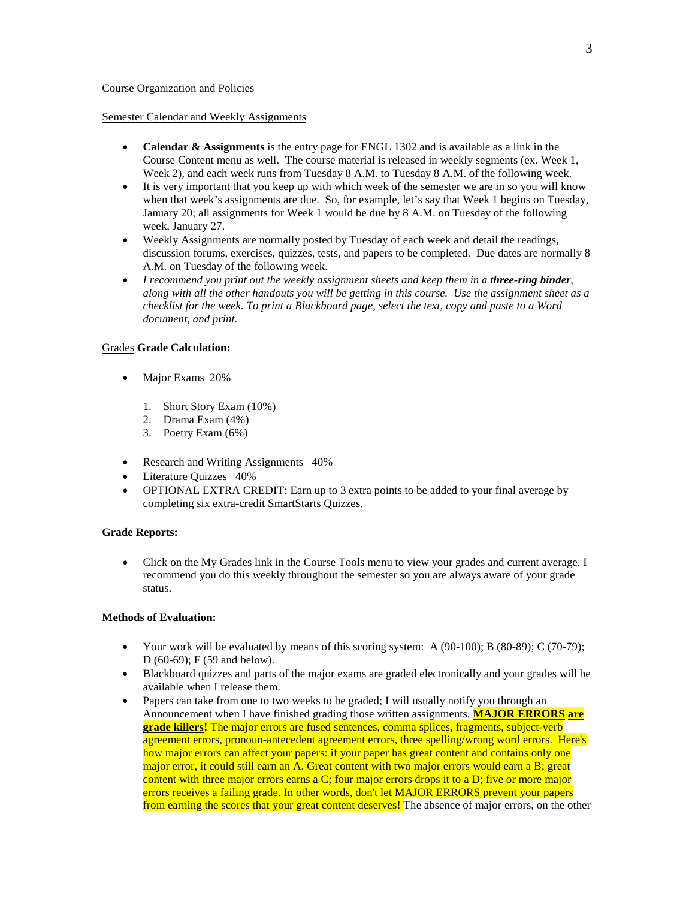Course Organization and Policies

Semester Calendar and Weekly Assignments

- **Calendar & Assignments** is the entry page for ENGL 1302 and is available as a link in the Course Content menu as well. The course material is released in weekly segments (ex. Week 1, Week 2), and each week runs from Tuesday 8 A.M. to Tuesday 8 A.M. of the following week.
- It is very important that you keep up with which week of the semester we are in so you will know when that week's assignments are due. So, for example, let's say that Week 1 begins on Tuesday, January 20; all assignments for Week 1 would be due by 8 A.M. on Tuesday of the following week, January 27.
- Weekly Assignments are normally posted by Tuesday of each week and detail the readings, discussion forums, exercises, quizzes, tests, and papers to be completed. Due dates are normally 8 A.M. on Tuesday of the following week.
- *I recommend you print out the weekly assignment sheets and keep them in a **three-ring binder**, along with all the other handouts you will be getting in this course. Use the assignment sheet as a checklist for the week. To print a Blackboard page, select the text, copy and paste to a Word document, and print.*

Grades **Grade Calculation:**

- Major Exams 20%
  1. Short Story Exam (10%)
  2. Drama Exam (4%)
  3. Poetry Exam (6%)
- Research and Writing Assignments 40%
- Literature Quizzes 40%
- OPTIONAL EXTRA CREDIT: Earn up to 3 extra points to be added to your final average by completing six extra-credit SmartStarts Quizzes.

**Grade Reports:**

- Click on the My Grades link in the Course Tools menu to view your grades and current average. I recommend you do this weekly throughout the semester so you are always aware of your grade status.

**Methods of Evaluation:**

- Your work will be evaluated by means of this scoring system: A (90-100); B (80-89); C (70-79); D (60-69); F (59 and below).
- Blackboard quizzes and parts of the major exams are graded electronically and your grades will be available when I release them.
- Papers can take from one to two weeks to be graded; I will usually notify you through an Announcement when I have finished grading those written assignments. **MAJOR ERRORS are grade killers!** The major errors are fused sentences, comma splices, fragments, subject-verb agreement errors, pronoun-antecedent agreement errors, three spelling/wrong word errors. Here's how major errors can affect your papers: if your paper has great content and contains only one major error, it could still earn an A. Great content with two major errors would earn a B; great content with three major errors earns a C; four major errors drops it to a D; five or more major errors receives a failing grade. In other words, don't let MAJOR ERRORS prevent your papers from earning the scores that your great content deserves! The absence of major errors, on the other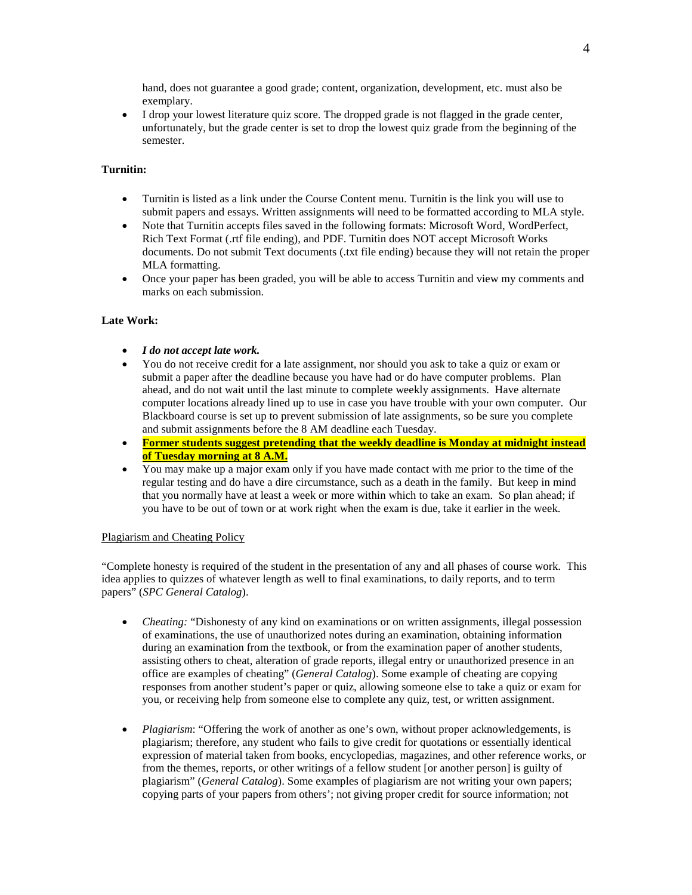hand, does not guarantee a good grade; content, organization, development, etc. must also be exemplary.

- I drop your lowest literature quiz score. The dropped grade is not flagged in the grade center, unfortunately, but the grade center is set to drop the lowest quiz grade from the beginning of the semester.

**Turnitin:**

- Turnitin is listed as a link under the Course Content menu. Turnitin is the link you will use to submit papers and essays. Written assignments will need to be formatted according to MLA style.
- Note that Turnitin accepts files saved in the following formats: Microsoft Word, WordPerfect, Rich Text Format (.rtf file ending), and PDF. Turnitin does NOT accept Microsoft Works documents. Do not submit Text documents (.txt file ending) because they will not retain the proper MLA formatting.
- Once your paper has been graded, you will be able to access Turnitin and view my comments and marks on each submission.

**Late Work:**

- ***I do not accept late work.***
- You do not receive credit for a late assignment, nor should you ask to take a quiz or exam or submit a paper after the deadline because you have had or do have computer problems. Plan ahead, and do not wait until the last minute to complete weekly assignments. Have alternate computer locations already lined up to use in case you have trouble with your own computer. Our Blackboard course is set up to prevent submission of late assignments, so be sure you complete and submit assignments before the 8 AM deadline each Tuesday.
- **Former students suggest pretending that the weekly deadline is Monday at midnight instead of Tuesday morning at 8 A.M.**
- You may make up a major exam only if you have made contact with me prior to the time of the regular testing and do have a dire circumstance, such as a death in the family. But keep in mind that you normally have at least a week or more within which to take an exam. So plan ahead; if you have to be out of town or at work right when the exam is due, take it earlier in the week.

Plagiarism and Cheating Policy

"Complete honesty is required of the student in the presentation of any and all phases of course work. This idea applies to quizzes of whatever length as well to final examinations, to daily reports, and to term papers" (*SPC General Catalog*).

- *Cheating:* "Dishonesty of any kind on examinations or on written assignments, illegal possession of examinations, the use of unauthorized notes during an examination, obtaining information during an examination from the textbook, or from the examination paper of another students, assisting others to cheat, alteration of grade reports, illegal entry or unauthorized presence in an office are examples of cheating" (*General Catalog*). Some example of cheating are copying responses from another student's paper or quiz, allowing someone else to take a quiz or exam for you, or receiving help from someone else to complete any quiz, test, or written assignment.

- *Plagiarism*: "Offering the work of another as one's own, without proper acknowledgements, is plagiarism; therefore, any student who fails to give credit for quotations or essentially identical expression of material taken from books, encyclopedias, magazines, and other reference works, or from the themes, reports, or other writings of a fellow student [or another person] is guilty of plagiarism" (*General Catalog*). Some examples of plagiarism are not writing your own papers; copying parts of your papers from others'; not giving proper credit for source information; not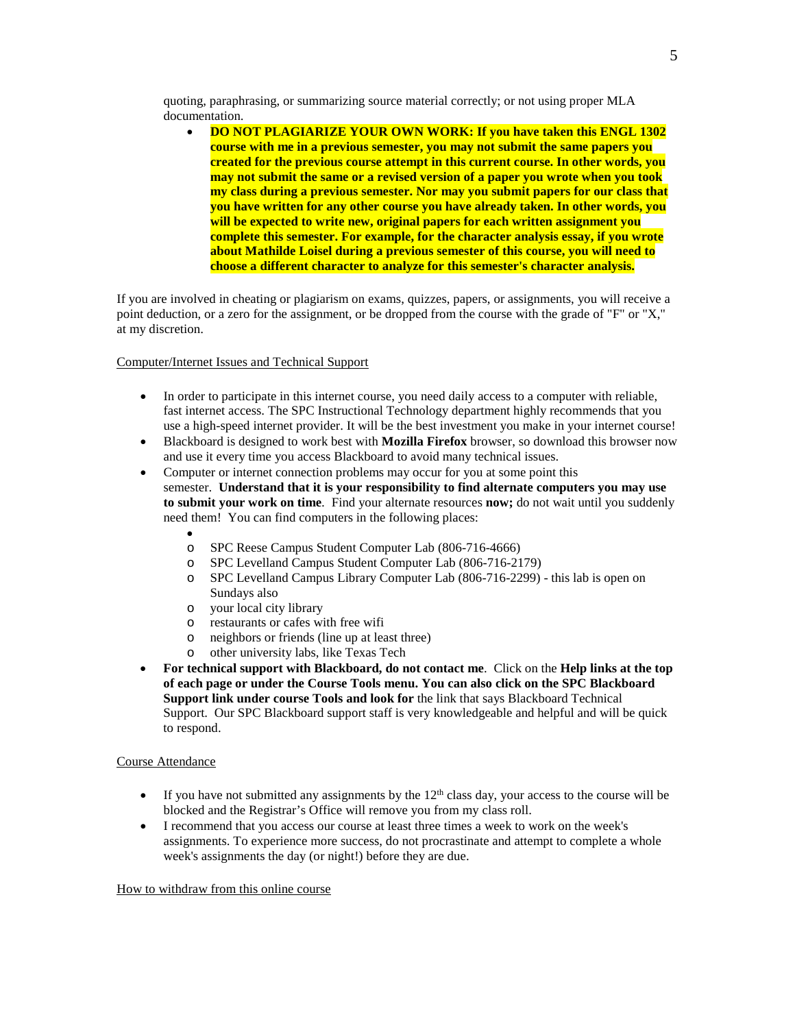quoting, paraphrasing, or summarizing source material correctly; or not using proper MLA documentation.

- **DO NOT PLAGIARIZE YOUR OWN WORK: If you have taken this ENGL 1302 course with me in a previous semester, you may not submit the same papers you created for the previous course attempt in this current course. In other words, you may not submit the same or a revised version of a paper you wrote when you took my class during a previous semester. Nor may you submit papers for our class that you have written for any other course you have already taken. In other words, you will be expected to write new, original papers for each written assignment you complete this semester. For example, for the character analysis essay, if you wrote about Mathilde Loisel during a previous semester of this course, you will need to choose a different character to analyze for this semester's character analysis.**

If you are involved in cheating or plagiarism on exams, quizzes, papers, or assignments, you will receive a point deduction, or a zero for the assignment, or be dropped from the course with the grade of "F" or "X," at my discretion.

Computer/Internet Issues and Technical Support

- In order to participate in this internet course, you need daily access to a computer with reliable, fast internet access. The SPC Instructional Technology department highly recommends that you use a high-speed internet provider. It will be the best investment you make in your internet course!
- Blackboard is designed to work best with **Mozilla Firefox** browser, so download this browser now and use it every time you access Blackboard to avoid many technical issues.
- Computer or internet connection problems may occur for you at some point this semester. **Understand that it is your responsibility to find alternate computers you may use to submit your work on time**. Find your alternate resources **now;** do not wait until you suddenly need them! You can find computers in the following places:
    - SPC Reese Campus Student Computer Lab (806-716-4666)
    - SPC Levelland Campus Student Computer Lab (806-716-2179)
    - SPC Levelland Campus Library Computer Lab (806-716-2299) - this lab is open on Sundays also
    - your local city library
    - restaurants or cafes with free wifi
    - neighbors or friends (line up at least three)
    - other university labs, like Texas Tech
- **For technical support with Blackboard, do not contact me**. Click on the **Help links at the top of each page or under the Course Tools menu. You can also click on the SPC Blackboard Support link under course Tools and look for** the link that says Blackboard Technical Support. Our SPC Blackboard support staff is very knowledgeable and helpful and will be quick to respond.

Course Attendance

- If you have not submitted any assignments by the 12th class day, your access to the course will be blocked and the Registrar's Office will remove you from my class roll.
- I recommend that you access our course at least three times a week to work on the week's assignments. To experience more success, do not procrastinate and attempt to complete a whole week's assignments the day (or night!) before they are due.

How to withdraw from this online course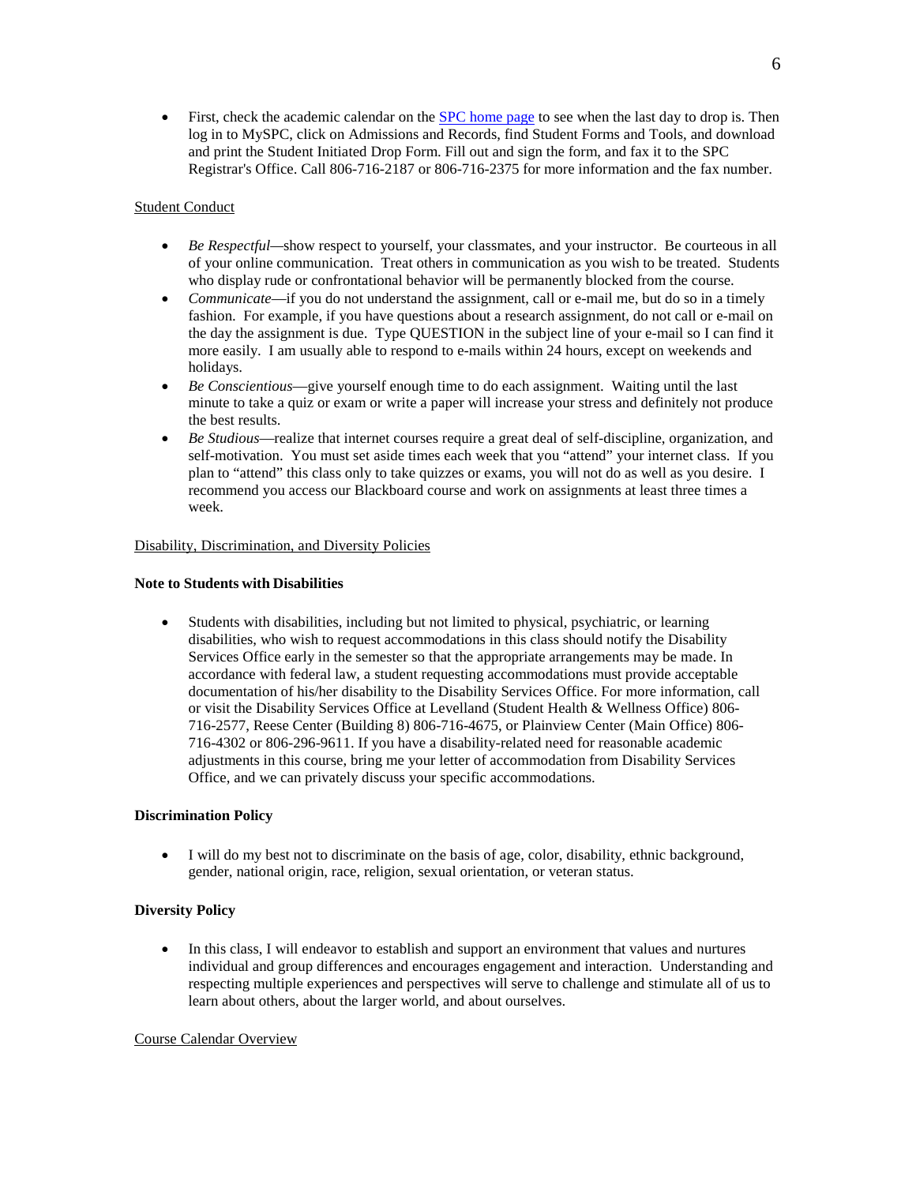- First, check the academic calendar on the [SPC home page] to see when the last day to drop is. Then log in to MySPC, click on Admissions and Records, find Student Forms and Tools, and download and print the Student Initiated Drop Form. Fill out and sign the form, and fax it to the SPC Registrar's Office. Call 806-716-2187 or 806-716-2375 for more information and the fax number.

<u>Student Conduct</u>

- *Be Respectful*—show respect to yourself, your classmates, and your instructor. Be courteous in all of your online communication. Treat others in communication as you wish to be treated. Students who display rude or confrontational behavior will be permanently blocked from the course.
- *Communicate*—if you do not understand the assignment, call or e-mail me, but do so in a timely fashion. For example, if you have questions about a research assignment, do not call or e-mail on the day the assignment is due. Type QUESTION in the subject line of your e-mail so I can find it more easily. I am usually able to respond to e-mails within 24 hours, except on weekends and holidays.
- *Be Conscientious*—give yourself enough time to do each assignment. Waiting until the last minute to take a quiz or exam or write a paper will increase your stress and definitely not produce the best results.
- *Be Studious*—realize that internet courses require a great deal of self-discipline, organization, and self-motivation. You must set aside times each week that you "attend" your internet class. If you plan to "attend" this class only to take quizzes or exams, you will not do as well as you desire. I recommend you access our Blackboard course and work on assignments at least three times a week.

<u>Disability, Discrimination, and Diversity Policies</u>

**Note to Students with Disabilities**

- Students with disabilities, including but not limited to physical, psychiatric, or learning disabilities, who wish to request accommodations in this class should notify the Disability Services Office early in the semester so that the appropriate arrangements may be made. In accordance with federal law, a student requesting accommodations must provide acceptable documentation of his/her disability to the Disability Services Office. For more information, call or visit the Disability Services Office at Levelland (Student Health & Wellness Office) 806-716-2577, Reese Center (Building 8) 806-716-4675, or Plainview Center (Main Office) 806-716-4302 or 806-296-9611. If you have a disability-related need for reasonable academic adjustments in this course, bring me your letter of accommodation from Disability Services Office, and we can privately discuss your specific accommodations.

**Discrimination Policy**

- I will do my best not to discriminate on the basis of age, color, disability, ethnic background, gender, national origin, race, religion, sexual orientation, or veteran status.

**Diversity Policy**

- In this class, I will endeavor to establish and support an environment that values and nurtures individual and group differences and encourages engagement and interaction. Understanding and respecting multiple experiences and perspectives will serve to challenge and stimulate all of us to learn about others, about the larger world, and about ourselves.

<u>Course Calendar Overview</u>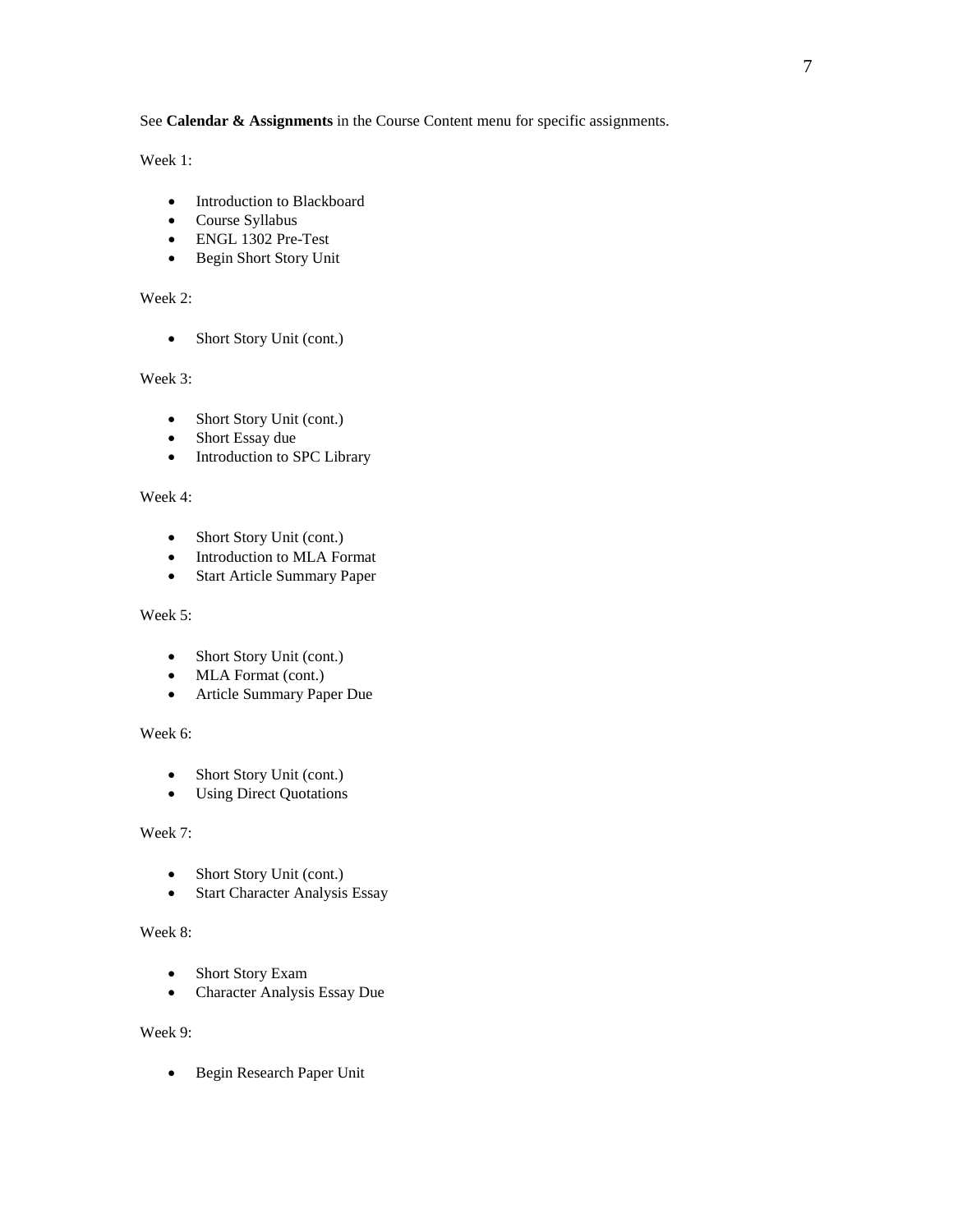See **Calendar & Assignments** in the Course Content menu for specific assignments.

Week 1:

- Introduction to Blackboard
- Course Syllabus
- ENGL 1302 Pre-Test
- Begin Short Story Unit

Week 2:

- Short Story Unit (cont.)

Week 3:

- Short Story Unit (cont.)
- Short Essay due
- Introduction to SPC Library

Week 4:

- Short Story Unit (cont.)
- Introduction to MLA Format
- Start Article Summary Paper

Week 5:

- Short Story Unit (cont.)
- MLA Format (cont.)
- Article Summary Paper Due

Week 6:

- Short Story Unit (cont.)
- Using Direct Quotations

Week 7:

- Short Story Unit (cont.)
- Start Character Analysis Essay

Week 8:

- Short Story Exam
- Character Analysis Essay Due

Week 9:

- Begin Research Paper Unit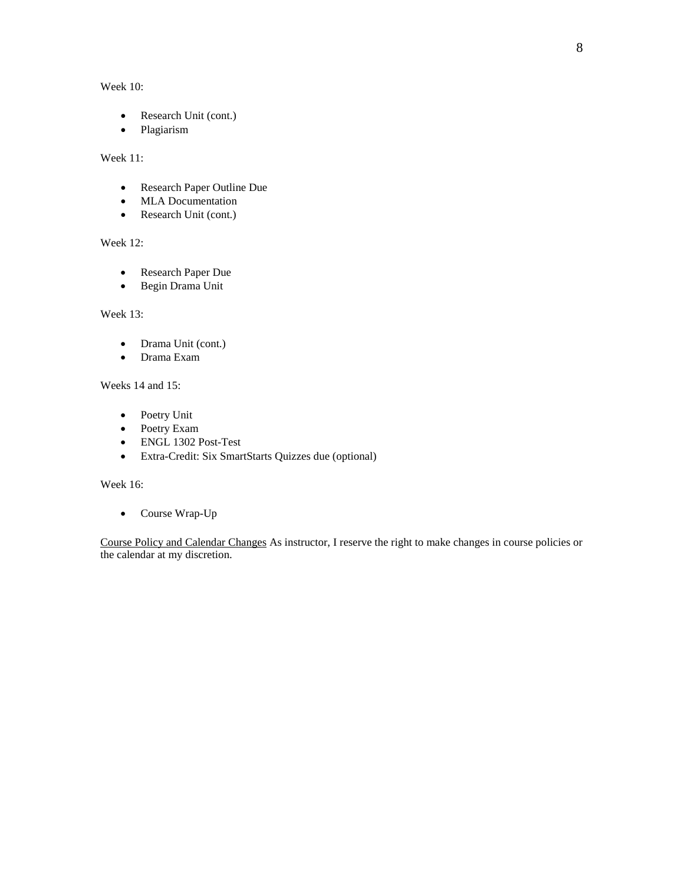Week 10:

- Research Unit (cont.)
- Plagiarism

Week 11:

- Research Paper Outline Due
- MLA Documentation
- Research Unit (cont.)

Week 12:

- Research Paper Due
- Begin Drama Unit

Week 13:

- Drama Unit (cont.)
- Drama Exam

Weeks 14 and 15:

- Poetry Unit
- Poetry Exam
- ENGL 1302 Post-Test
- Extra-Credit: Six SmartStarts Quizzes due (optional)

Week 16:

- Course Wrap-Up

Course Policy and Calendar Changes As instructor, I reserve the right to make changes in course policies or the calendar at my discretion.